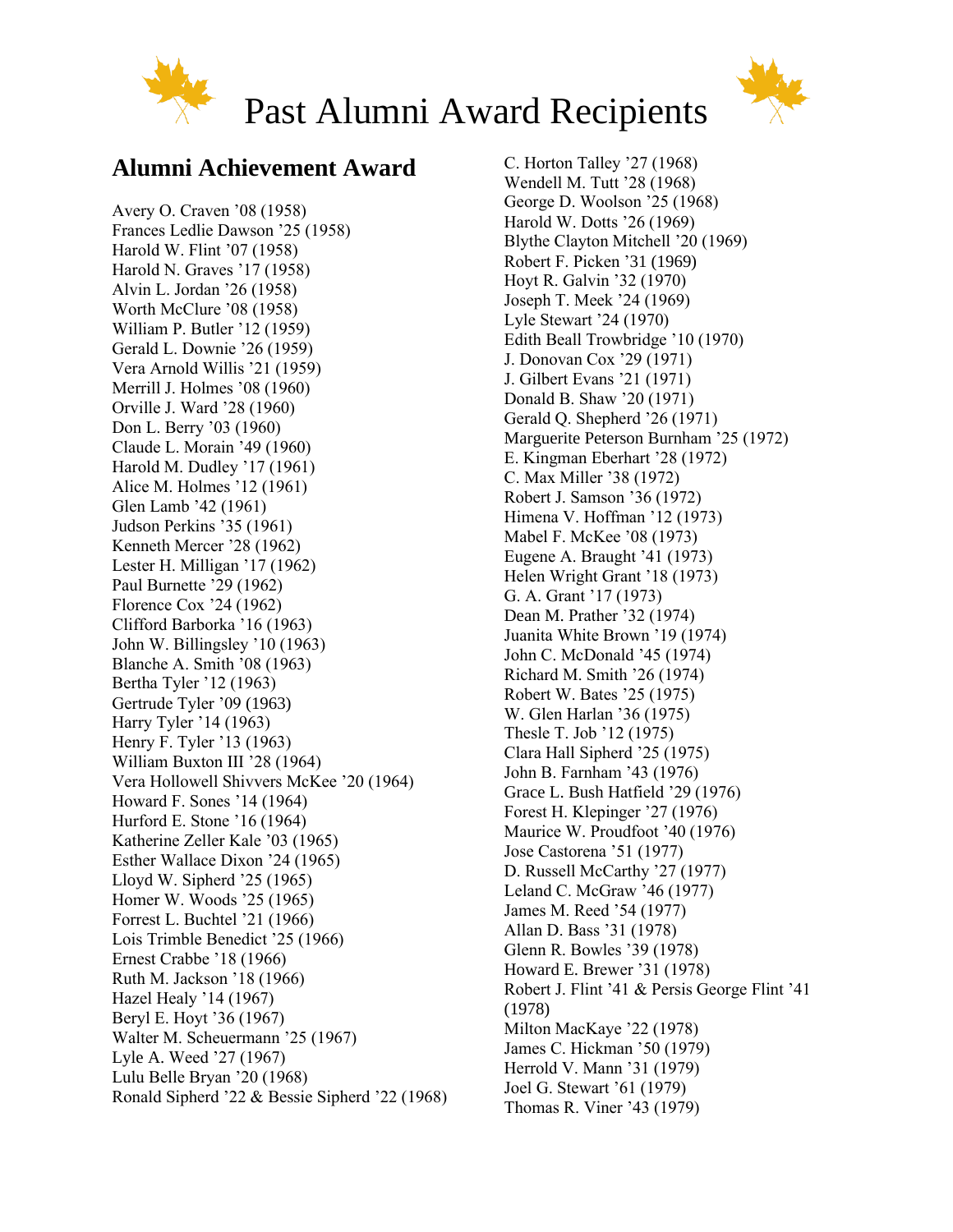# Past Alumni Award Recipients

## Alumni Achievement Award

Avery O. Craven '08 (1958)
Frances Ledlie Dawson '25 (1958)
Harold W. Flint '07 (1958)
Harold N. Graves '17 (1958)
Alvin L. Jordan '26 (1958)
Worth McClure '08 (1958)
William P. Butler '12 (1959)
Gerald L. Downie '26 (1959)
Vera Arnold Willis '21 (1959)
Merrill J. Holmes '08 (1960)
Orville J. Ward '28 (1960)
Don L. Berry '03 (1960)
Claude L. Morain '49 (1960)
Harold M. Dudley '17 (1961)
Alice M. Holmes '12 (1961)
Glen Lamb '42 (1961)
Judson Perkins '35 (1961)
Kenneth Mercer '28 (1962)
Lester H. Milligan '17 (1962)
Paul Burnette '29 (1962)
Florence Cox '24 (1962)
Clifford Barborka '16 (1963)
John W. Billingsley '10 (1963)
Blanche A. Smith '08 (1963)
Bertha Tyler '12 (1963)
Gertrude Tyler '09 (1963)
Harry Tyler '14 (1963)
Henry F. Tyler '13 (1963)
William Buxton III '28 (1964)
Vera Hollowell Shivvers McKee '20 (1964)
Howard F. Sones '14 (1964)
Hurford E. Stone '16 (1964)
Katherine Zeller Kale '03 (1965)
Esther Wallace Dixon '24 (1965)
Lloyd W. Sipherd '25 (1965)
Homer W. Woods '25 (1965)
Forrest L. Buchtel '21 (1966)
Lois Trimble Benedict '25 (1966)
Ernest Crabbe '18 (1966)
Ruth M. Jackson '18 (1966)
Hazel Healy '14 (1967)
Beryl E. Hoyt '36 (1967)
Walter M. Scheuermann '25 (1967)
Lyle A. Weed '27 (1967)
Lulu Belle Bryan '20 (1968)
Ronald Sipherd '22 & Bessie Sipherd '22 (1968)
C. Horton Talley '27 (1968)
Wendell M. Tutt '28 (1968)
George D. Woolson '25 (1968)
Harold W. Dotts '26 (1969)
Blythe Clayton Mitchell '20 (1969)
Robert F. Picken '31 (1969)
Hoyt R. Galvin '32 (1970)
Joseph T. Meek '24 (1969)
Lyle Stewart '24 (1970)
Edith Beall Trowbridge '10 (1970)
J. Donovan Cox '29 (1971)
J. Gilbert Evans '21 (1971)
Donald B. Shaw '20 (1971)
Gerald Q. Shepherd '26 (1971)
Marguerite Peterson Burnham '25 (1972)
E. Kingman Eberhart '28 (1972)
C. Max Miller '38 (1972)
Robert J. Samson '36 (1972)
Himena V. Hoffman '12 (1973)
Mabel F. McKee '08 (1973)
Eugene A. Braught '41 (1973)
Helen Wright Grant '18 (1973)
G. A. Grant '17 (1973)
Dean M. Prather '32 (1974)
Juanita White Brown '19 (1974)
John C. McDonald '45 (1974)
Richard M. Smith '26 (1974)
Robert W. Bates '25 (1975)
W. Glen Harlan '36 (1975)
Thesle T. Job '12 (1975)
Clara Hall Sipherd '25 (1975)
John B. Farnham '43 (1976)
Grace L. Bush Hatfield '29 (1976)
Forest H. Klepinger '27 (1976)
Maurice W. Proudfoot '40 (1976)
Jose Castorena '51 (1977)
D. Russell McCarthy '27 (1977)
Leland C. McGraw '46 (1977)
James M. Reed '54 (1977)
Allan D. Bass '31 (1978)
Glenn R. Bowles '39 (1978)
Howard E. Brewer '31 (1978)
Robert J. Flint '41 & Persis George Flint '41 (1978)
Milton MacKaye '22 (1978)
James C. Hickman '50 (1979)
Herrold V. Mann '31 (1979)
Joel G. Stewart '61 (1979)
Thomas R. Viner '43 (1979)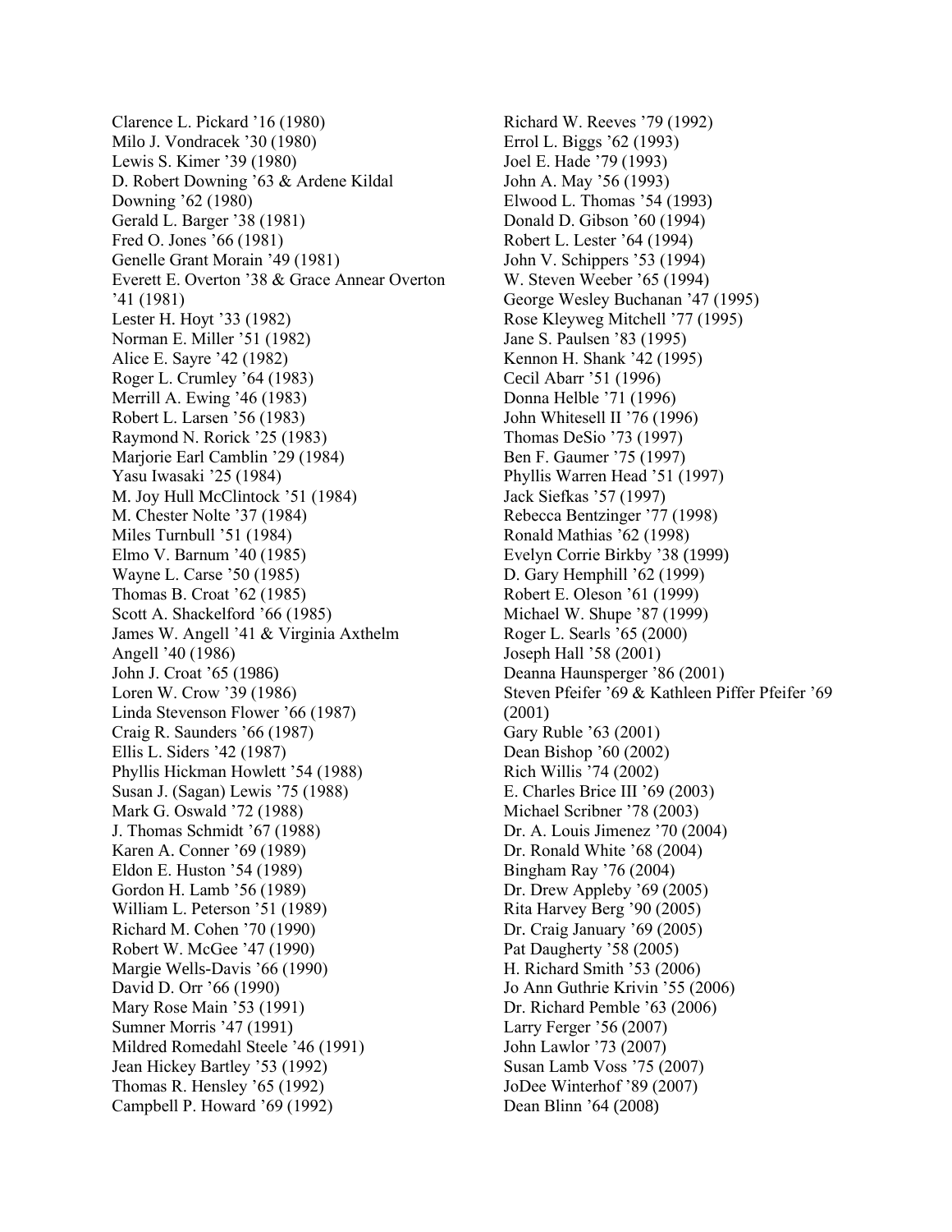Clarence L. Pickard '16 (1980)
Milo J. Vondracek '30 (1980)
Lewis S. Kimer '39 (1980)
D. Robert Downing '63 & Ardene Kildal Downing '62 (1980)
Gerald L. Barger '38 (1981)
Fred O. Jones '66 (1981)
Genelle Grant Morain '49 (1981)
Everett E. Overton '38 & Grace Annear Overton '41 (1981)
Lester H. Hoyt '33 (1982)
Norman E. Miller '51 (1982)
Alice E. Sayre '42 (1982)
Roger L. Crumley '64 (1983)
Merrill A. Ewing '46 (1983)
Robert L. Larsen '56 (1983)
Raymond N. Rorick '25 (1983)
Marjorie Earl Camblin '29 (1984)
Yasu Iwasaki '25 (1984)
M. Joy Hull McClintock '51 (1984)
M. Chester Nolte '37 (1984)
Miles Turnbull '51 (1984)
Elmo V. Barnum '40 (1985)
Wayne L. Carse '50 (1985)
Thomas B. Croat '62 (1985)
Scott A. Shackelford '66 (1985)
James W. Angell '41 & Virginia Axthelm Angell '40 (1986)
John J. Croat '65 (1986)
Loren W. Crow '39 (1986)
Linda Stevenson Flower '66 (1987)
Craig R. Saunders '66 (1987)
Ellis L. Siders '42 (1987)
Phyllis Hickman Howlett '54 (1988)
Susan J. (Sagan) Lewis '75 (1988)
Mark G. Oswald '72 (1988)
J. Thomas Schmidt '67 (1988)
Karen A. Conner '69 (1989)
Eldon E. Huston '54 (1989)
Gordon H. Lamb '56 (1989)
William L. Peterson '51 (1989)
Richard M. Cohen '70 (1990)
Robert W. McGee '47 (1990)
Margie Wells-Davis '66 (1990)
David D. Orr '66 (1990)
Mary Rose Main '53 (1991)
Sumner Morris '47 (1991)
Mildred Romedahl Steele '46 (1991)
Jean Hickey Bartley '53 (1992)
Thomas R. Hensley '65 (1992)
Campbell P. Howard '69 (1992)
Richard W. Reeves '79 (1992)
Errol L. Biggs '62 (1993)
Joel E. Hade '79 (1993)
John A. May '56 (1993)
Elwood L. Thomas '54 (1993)
Donald D. Gibson '60 (1994)
Robert L. Lester '64 (1994)
John V. Schippers '53 (1994)
W. Steven Weeber '65 (1994)
George Wesley Buchanan '47 (1995)
Rose Kleyweg Mitchell '77 (1995)
Jane S. Paulsen '83 (1995)
Kennon H. Shank '42 (1995)
Cecil Abarr '51 (1996)
Donna Helble '71 (1996)
John Whitesell II '76 (1996)
Thomas DeSio '73 (1997)
Ben F. Gaumer '75 (1997)
Phyllis Warren Head '51 (1997)
Jack Siefkas '57 (1997)
Rebecca Bentzinger '77 (1998)
Ronald Mathias '62 (1998)
Evelyn Corrie Birkby '38 (1999)
D. Gary Hemphill '62 (1999)
Robert E. Oleson '61 (1999)
Michael W. Shupe '87 (1999)
Roger L. Searls '65 (2000)
Joseph Hall '58 (2001)
Deanna Haunsperger '86 (2001)
Steven Pfeifer '69 & Kathleen Piffer Pfeifer '69 (2001)
Gary Ruble '63 (2001)
Dean Bishop '60 (2002)
Rich Willis '74 (2002)
E. Charles Brice III '69 (2003)
Michael Scribner '78 (2003)
Dr. A. Louis Jimenez '70 (2004)
Dr. Ronald White '68 (2004)
Bingham Ray '76 (2004)
Dr. Drew Appleby '69 (2005)
Rita Harvey Berg '90 (2005)
Dr. Craig January '69 (2005)
Pat Daugherty '58 (2005)
H. Richard Smith '53 (2006)
Jo Ann Guthrie Krivin '55 (2006)
Dr. Richard Pemble '63 (2006)
Larry Ferger '56 (2007)
John Lawlor '73 (2007)
Susan Lamb Voss '75 (2007)
JoDee Winterhof '89 (2007)
Dean Blinn '64 (2008)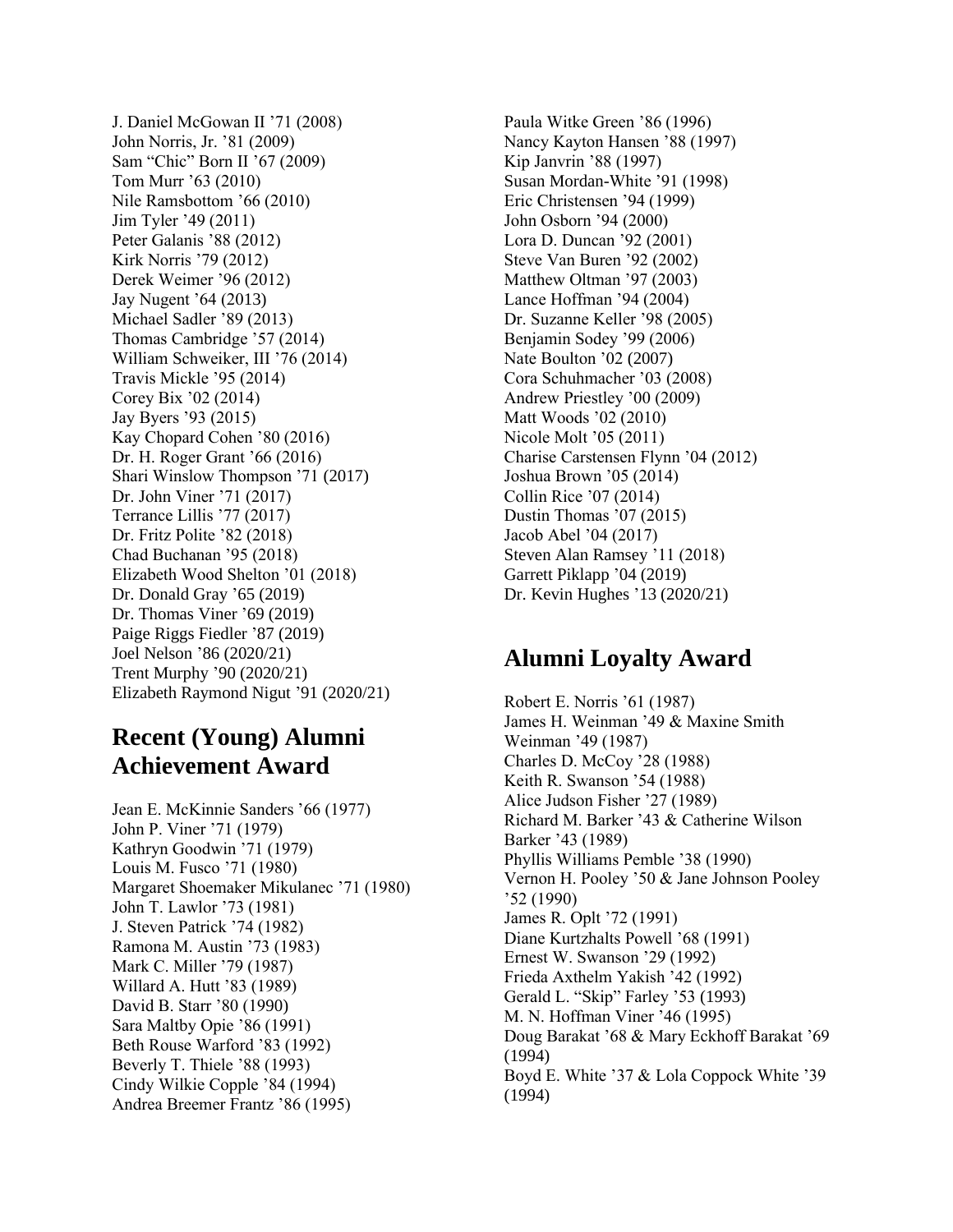J. Daniel McGowan II ’71 (2008)
John Norris, Jr. ’81 (2009)
Sam “Chic” Born II ’67 (2009)
Tom Murr ’63 (2010)
Nile Ramsbottom ’66 (2010)
Jim Tyler ’49 (2011)
Peter Galanis ’88 (2012)
Kirk Norris ’79 (2012)
Derek Weimer ’96 (2012)
Jay Nugent ’64 (2013)
Michael Sadler ’89 (2013)
Thomas Cambridge ’57 (2014)
William Schweiker, III ’76 (2014)
Travis Mickle ’95 (2014)
Corey Bix ’02 (2014)
Jay Byers ’93 (2015)
Kay Chopard Cohen ’80 (2016)
Dr. H. Roger Grant ’66 (2016)
Shari Winslow Thompson ’71 (2017)
Dr. John Viner ’71 (2017)
Terrance Lillis ’77 (2017)
Dr. Fritz Polite ’82 (2018)
Chad Buchanan ’95 (2018)
Elizabeth Wood Shelton ’01 (2018)
Dr. Donald Gray ’65 (2019)
Dr. Thomas Viner ’69 (2019)
Paige Riggs Fiedler ’87 (2019)
Joel Nelson ’86 (2020/21)
Trent Murphy ’90 (2020/21)
Elizabeth Raymond Nigut ’91 (2020/21)

## Recent (Young) Alumni Achievement Award

Jean E. McKinnie Sanders ’66 (1977)
John P. Viner ’71 (1979)
Kathryn Goodwin ’71 (1979)
Louis M. Fusco ’71 (1980)
Margaret Shoemaker Mikulanec ’71 (1980)
John T. Lawlor ’73 (1981)
J. Steven Patrick ’74 (1982)
Ramona M. Austin ’73 (1983)
Mark C. Miller ’79 (1987)
Willard A. Hutt ’83 (1989)
David B. Starr ’80 (1990)
Sara Maltby Opie ’86 (1991)
Beth Rouse Warford ’83 (1992)
Beverly T. Thiele ’88 (1993)
Cindy Wilkie Copple ’84 (1994)
Andrea Breemer Frantz ’86 (1995)
Paula Witke Green ’86 (1996)
Nancy Kayton Hansen ’88 (1997)
Kip Janvrin ’88 (1997)
Susan Mordan-White ’91 (1998)
Eric Christensen ’94 (1999)
John Osborn ’94 (2000)
Lora D. Duncan ’92 (2001)
Steve Van Buren ’92 (2002)
Matthew Oltman ’97 (2003)
Lance Hoffman ’94 (2004)
Dr. Suzanne Keller ’98 (2005)
Benjamin Sodey ’99 (2006)
Nate Boulton ’02 (2007)
Cora Schuhmacher ’03 (2008)
Andrew Priestley ’00 (2009)
Matt Woods ’02 (2010)
Nicole Molt ’05 (2011)
Charise Carstensen Flynn ’04 (2012)
Joshua Brown ’05 (2014)
Collin Rice ’07 (2014)
Dustin Thomas ’07 (2015)
Jacob Abel ’04 (2017)
Steven Alan Ramsey ’11 (2018)
Garrett Piklapp ’04 (2019)
Dr. Kevin Hughes ’13 (2020/21)

## Alumni Loyalty Award

Robert E. Norris ’61 (1987)
James H. Weinman ’49 & Maxine Smith Weinman ’49 (1987)
Charles D. McCoy ’28 (1988)
Keith R. Swanson ’54 (1988)
Alice Judson Fisher ’27 (1989)
Richard M. Barker ’43 & Catherine Wilson Barker ’43 (1989)
Phyllis Williams Pemble ’38 (1990)
Vernon H. Pooley ’50 & Jane Johnson Pooley ’52 (1990)
James R. Oplt ’72 (1991)
Diane Kurtzhalts Powell ’68 (1991)
Ernest W. Swanson ’29 (1992)
Frieda Axthelm Yakish ’42 (1992)
Gerald L. “Skip” Farley ’53 (1993)
M. N. Hoffman Viner ’46 (1995)
Doug Barakat ’68 & Mary Eckhoff Barakat ’69 (1994)
Boyd E. White ’37 & Lola Coppock White ’39 (1994)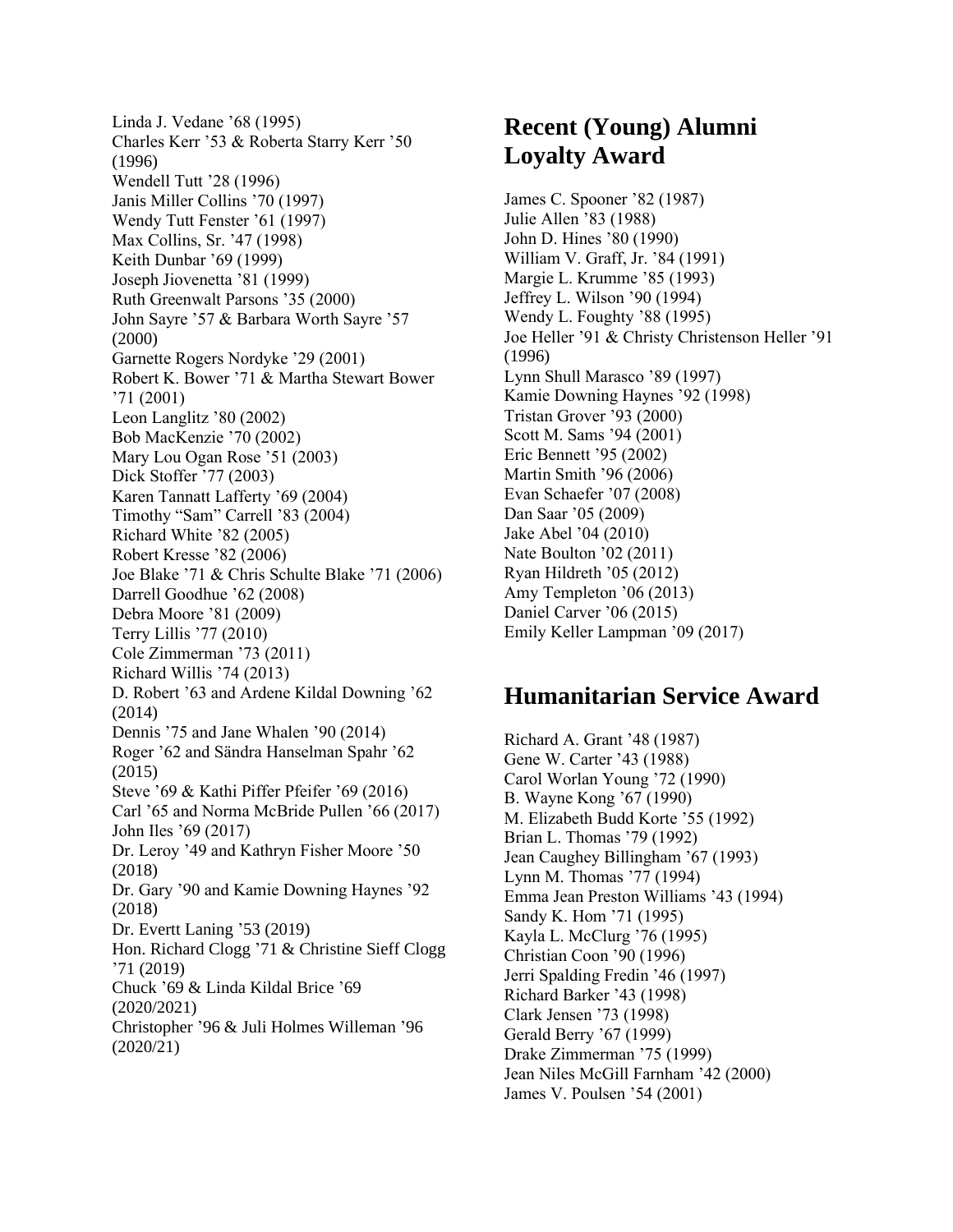Linda J. Vedane ’68 (1995)
Charles Kerr ’53 & Roberta Starry Kerr ’50 (1996)
Wendell Tutt ’28 (1996)
Janis Miller Collins ’70 (1997)
Wendy Tutt Fenster ’61 (1997)
Max Collins, Sr. ’47 (1998)
Keith Dunbar ’69 (1999)
Joseph Jiovenetta ’81 (1999)
Ruth Greenwalt Parsons ’35 (2000)
John Sayre ’57 & Barbara Worth Sayre ’57 (2000)
Garnette Rogers Nordyke ’29 (2001)
Robert K. Bower ’71 & Martha Stewart Bower ’71 (2001)
Leon Langlitz ’80 (2002)
Bob MacKenzie ’70 (2002)
Mary Lou Ogan Rose ’51 (2003)
Dick Stoffer ’77 (2003)
Karen Tannatt Lafferty ’69 (2004)
Timothy “Sam” Carrell ’83 (2004)
Richard White ’82 (2005)
Robert Kresse ’82 (2006)
Joe Blake ’71 & Chris Schulte Blake ’71 (2006)
Darrell Goodhue ’62 (2008)
Debra Moore ’81 (2009)
Terry Lillis ’77 (2010)
Cole Zimmerman ’73 (2011)
Richard Willis ’74 (2013)
D. Robert ’63 and Ardene Kildal Downing ’62 (2014)
Dennis ’75 and Jane Whalen ’90 (2014)
Roger ’62 and Sändra Hanselman Spahr ’62 (2015)
Steve ’69 & Kathi Piffer Pfeifer ’69 (2016)
Carl ’65 and Norma McBride Pullen ’66 (2017)
John Iles ’69 (2017)
Dr. Leroy ’49 and Kathryn Fisher Moore ’50 (2018)
Dr. Gary ’90 and Kamie Downing Haynes ’92 (2018)
Dr. Evertt Laning ’53 (2019)
Hon. Richard Clogg ’71 & Christine Sieff Clogg ’71 (2019)
Chuck ’69 & Linda Kildal Brice ’69 (2020/2021)
Christopher ’96 & Juli Holmes Willeman ’96 (2020/21)

## Recent (Young) Alumni Loyalty Award

James C. Spooner ’82 (1987)
Julie Allen ’83 (1988)
John D. Hines ’80 (1990)
William V. Graff, Jr. ’84 (1991)
Margie L. Krumme ’85 (1993)
Jeffrey L. Wilson ’90 (1994)
Wendy L. Foughty ’88 (1995)
Joe Heller ’91 & Christy Christenson Heller ’91 (1996)
Lynn Shull Marasco ’89 (1997)
Kamie Downing Haynes ’92 (1998)
Tristan Grover ’93 (2000)
Scott M. Sams ’94 (2001)
Eric Bennett ’95 (2002)
Martin Smith ’96 (2006)
Evan Schaefer ’07 (2008)
Dan Saar ’05 (2009)
Jake Abel ’04 (2010)
Nate Boulton ’02 (2011)
Ryan Hildreth ’05 (2012)
Amy Templeton ’06 (2013)
Daniel Carver ’06 (2015)
Emily Keller Lampman ’09 (2017)

## Humanitarian Service Award

Richard A. Grant ’48 (1987)
Gene W. Carter ’43 (1988)
Carol Worlan Young ’72 (1990)
B. Wayne Kong ’67 (1990)
M. Elizabeth Budd Korte ’55 (1992)
Brian L. Thomas ’79 (1992)
Jean Caughey Billingham ’67 (1993)
Lynn M. Thomas ’77 (1994)
Emma Jean Preston Williams ’43 (1994)
Sandy K. Hom ’71 (1995)
Kayla L. McClurg ’76 (1995)
Christian Coon ’90 (1996)
Jerri Spalding Fredin ’46 (1997)
Richard Barker ’43 (1998)
Clark Jensen ’73 (1998)
Gerald Berry ’67 (1999)
Drake Zimmerman ’75 (1999)
Jean Niles McGill Farnham ’42 (2000)
James V. Poulsen ’54 (2001)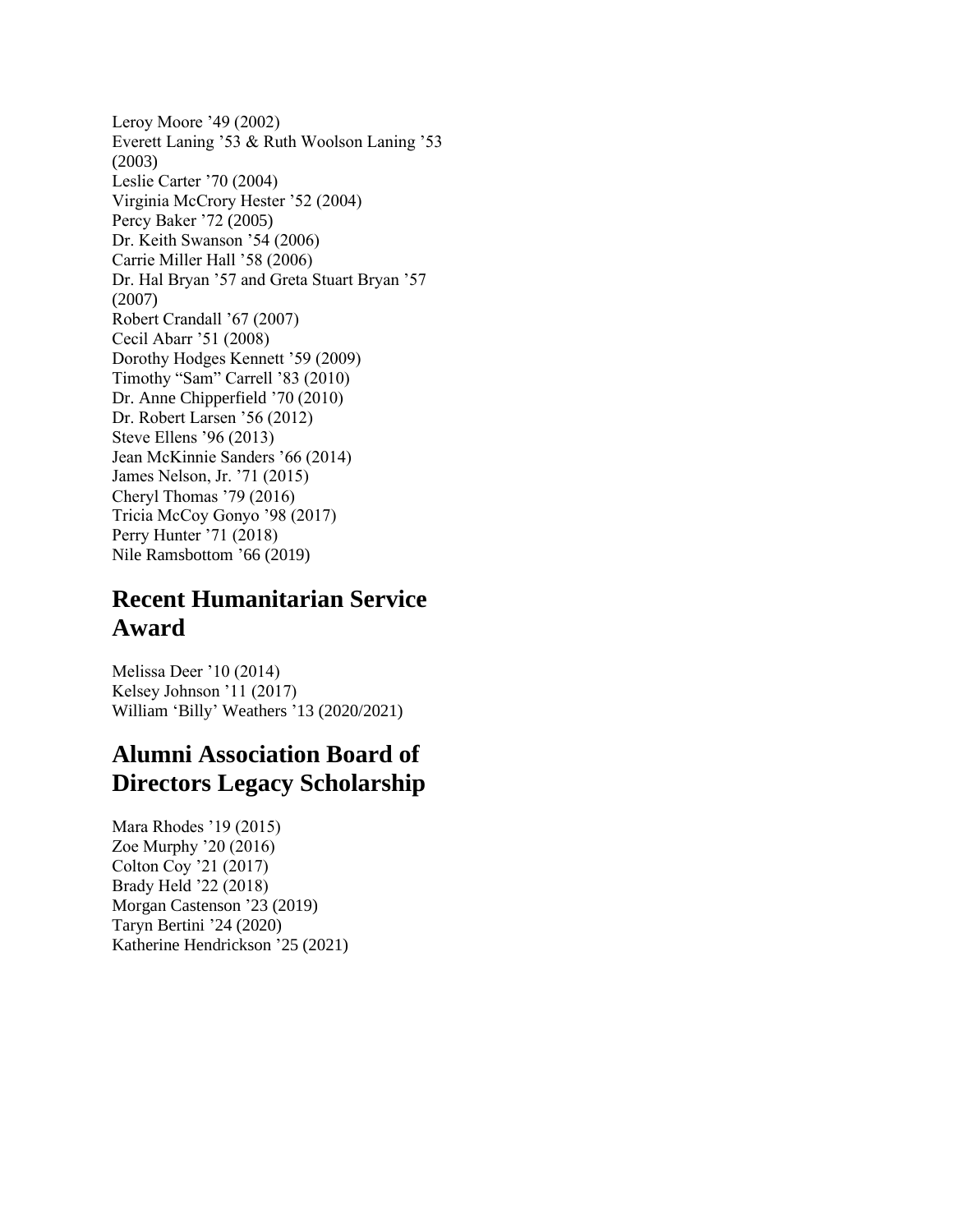Leroy Moore ’49 (2002)
Everett Laning ’53 & Ruth Woolson Laning ’53 (2003)
Leslie Carter ’70 (2004)
Virginia McCrory Hester ’52 (2004)
Percy Baker ’72 (2005)
Dr. Keith Swanson ’54 (2006)
Carrie Miller Hall ’58 (2006)
Dr. Hal Bryan ’57 and Greta Stuart Bryan ’57 (2007)
Robert Crandall ’67 (2007)
Cecil Abarr ’51 (2008)
Dorothy Hodges Kennett ’59 (2009)
Timothy “Sam” Carrell ’83 (2010)
Dr. Anne Chipperfield ’70 (2010)
Dr. Robert Larsen ’56 (2012)
Steve Ellens ’96 (2013)
Jean McKinnie Sanders ’66 (2014)
James Nelson, Jr. ’71 (2015)
Cheryl Thomas ’79 (2016)
Tricia McCoy Gonyo ’98 (2017)
Perry Hunter ’71 (2018)
Nile Ramsbottom ’66 (2019)

## Recent Humanitarian Service Award

Melissa Deer ’10 (2014)
Kelsey Johnson ’11 (2017)
William ‘Billy’ Weathers ’13 (2020/2021)

## Alumni Association Board of Directors Legacy Scholarship

Mara Rhodes ’19 (2015)
Zoe Murphy ’20 (2016)
Colton Coy ’21 (2017)
Brady Held ’22 (2018)
Morgan Castenson ’23 (2019)
Taryn Bertini ’24 (2020)
Katherine Hendrickson ’25 (2021)